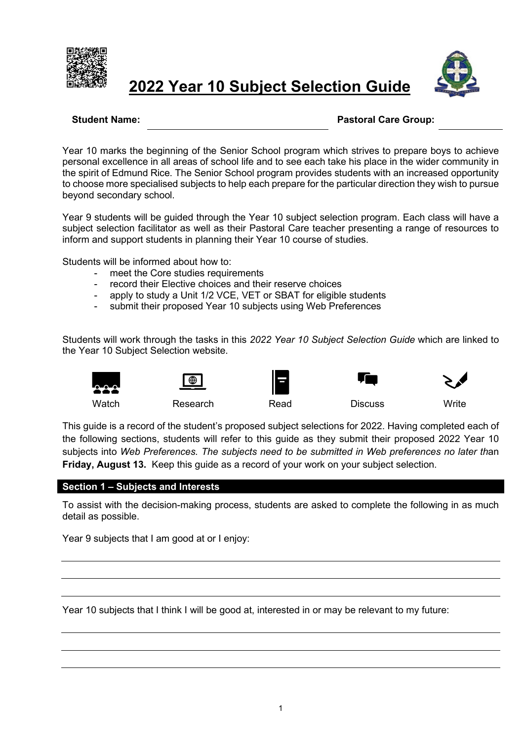# 2022 Year 10 Subject Selection Guide

**Student Name:** ______________________ **Pastoral Care Group:** __________

Year 10 marks the beginning of the Senior School program which strives to prepare boys to achieve personal excellence in all areas of school life and to see each take his place in the wider community in the spirit of Edmund Rice. The Senior School program provides students with an increased opportunity to choose more specialised subjects to help each prepare for the particular direction they wish to pursue beyond secondary school.

Year 9 students will be guided through the Year 10 subject selection program. Each class will have a subject selection facilitator as well as their Pastoral Care teacher presenting a range of resources to inform and support students in planning their Year 10 course of studies.

Students will be informed about how to:

- meet the Core studies requirements
- record their Elective choices and their reserve choices
- apply to study a Unit 1/2 VCE, VET or SBAT for eligible students
- submit their proposed Year 10 subjects using Web Preferences

Students will work through the tasks in this *2022 Year 10 Subject Selection Guide* which are linked to the Year 10 Subject Selection website.

Watch | Research | Read | Discuss | Write

This guide is a record of the student's proposed subject selections for 2022. Having completed each of the following sections, students will refer to this guide as they submit their proposed 2022 Year 10 subjects into *Web Preferences. The subjects need to be submitted in Web preferences no later th*an **Friday, August 13.** Keep this guide as a record of your work on your subject selection.

## Section 1 – Subjects and Interests

To assist with the decision-making process, students are asked to complete the following in as much detail as possible.

Year 9 subjects that I am good at or I enjoy:

______________________________________________________________

______________________________________________________________

______________________________________________________________

Year 10 subjects that I think I will be good at, interested in or may be relevant to my future:

______________________________________________________________

______________________________________________________________

______________________________________________________________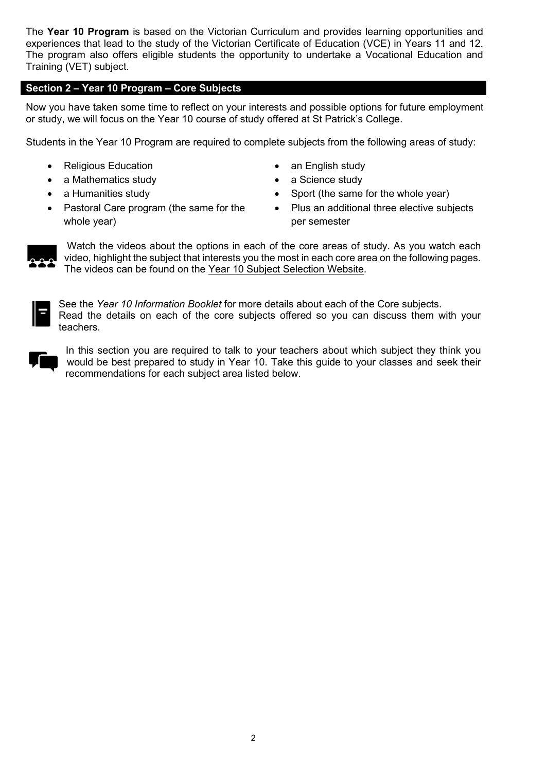The **Year 10 Program** is based on the Victorian Curriculum and provides learning opportunities and experiences that lead to the study of the Victorian Certificate of Education (VCE) in Years 11 and 12. The program also offers eligible students the opportunity to undertake a Vocational Education and Training (VET) subject.

## Section 2 – Year 10 Program – Core Subjects

Now you have taken some time to reflect on your interests and possible options for future employment or study, we will focus on the Year 10 course of study offered at St Patrick's College.

Students in the Year 10 Program are required to complete subjects from the following areas of study:

- Religious Education
- a Mathematics study
- a Humanities study
- Pastoral Care program (the same for the whole year)
- an English study
- a Science study
- Sport (the same for the whole year)
- Plus an additional three elective subjects per semester

Watch the videos about the options in each of the core areas of study. As you watch each video, highlight the subject that interests you the most in each core area on the following pages. The videos can be found on the Year 10 Subject Selection Website.

See the *Year 10 Information Booklet* for more details about each of the Core subjects. Read the details on each of the core subjects offered so you can discuss them with your teachers.

In this section you are required to talk to your teachers about which subject they think you would be best prepared to study in Year 10. Take this guide to your classes and seek their recommendations for each subject area listed below.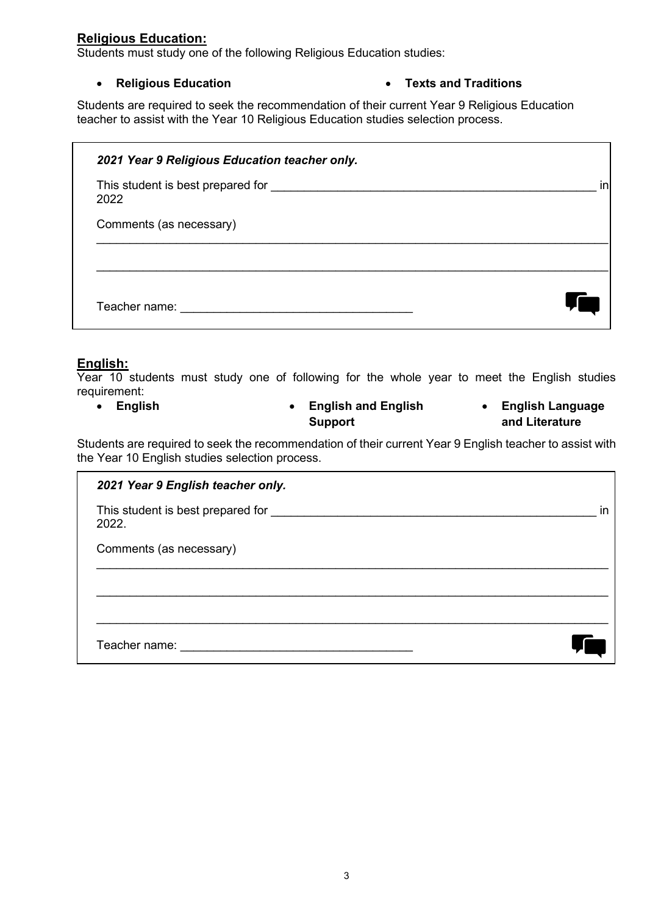## Religious Education:

Students must study one of the following Religious Education studies:

- **Religious Education**
- **Texts and Traditions**

Students are required to seek the recommendation of their current Year 9 Religious Education teacher to assist with the Year 10 Religious Education studies selection process.

> ***2021 Year 9 Religious Education teacher only.***
>
> This student is best prepared for ____________________________________________ in 2022
>
> Comments (as necessary)
>
> ______________________________________________________________________
>
> ______________________________________________________________________
>
> Teacher name: ______________________________

## English:

Year 10 students must study one of following for the whole year to meet the English studies requirement:

- **English**
- **English and English Support**
- **English Language and Literature**

Students are required to seek the recommendation of their current Year 9 English teacher to assist with the Year 10 English studies selection process.

> ***2021 Year 9 English teacher only.***
>
> This student is best prepared for ____________________________________________ in 2022.
>
> Comments (as necessary)
>
> ______________________________________________________________________
>
> ______________________________________________________________________
>
> ______________________________________________________________________
>
> Teacher name: ______________________________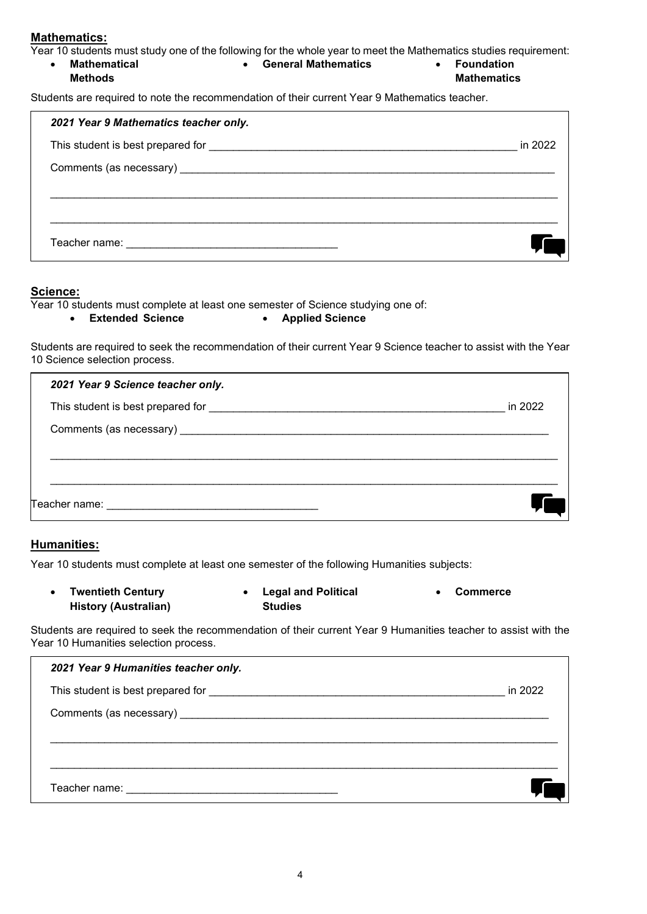## Mathematics:

Year 10 students must study one of the following for the whole year to meet the Mathematics studies requirement:

- **Mathematical Methods**
- **General Mathematics**
- **Foundation Mathematics**

Students are required to note the recommendation of their current Year 9 Mathematics teacher.

***2021 Year 9 Mathematics teacher only.***

This student is best prepared for ____________________________________________________ in 2022

Comments (as necessary) ______________________________________________________________

_____________________________________________________________________________________

_____________________________________________________________________________________

Teacher name: ___________________________________

## Science:

Year 10 students must complete at least one semester of Science studying one of:

- **Extended Science**
- **Applied Science**

Students are required to seek the recommendation of their current Year 9 Science teacher to assist with the Year 10 Science selection process.

***2021 Year 9 Science teacher only.***

This student is best prepared for ____________________________________________________ in 2022

Comments (as necessary) ______________________________________________________________

_____________________________________________________________________________________

_____________________________________________________________________________________

Teacher name: ___________________________________

## Humanities:

Year 10 students must complete at least one semester of the following Humanities subjects:

- **Twentieth Century History (Australian)**
- **Legal and Political Studies**
- **Commerce**

Students are required to seek the recommendation of their current Year 9 Humanities teacher to assist with the Year 10 Humanities selection process.

***2021 Year 9 Humanities teacher only.***

This student is best prepared for ____________________________________________________ in 2022

Comments (as necessary) ______________________________________________________________

_____________________________________________________________________________________

_____________________________________________________________________________________

Teacher name: ___________________________________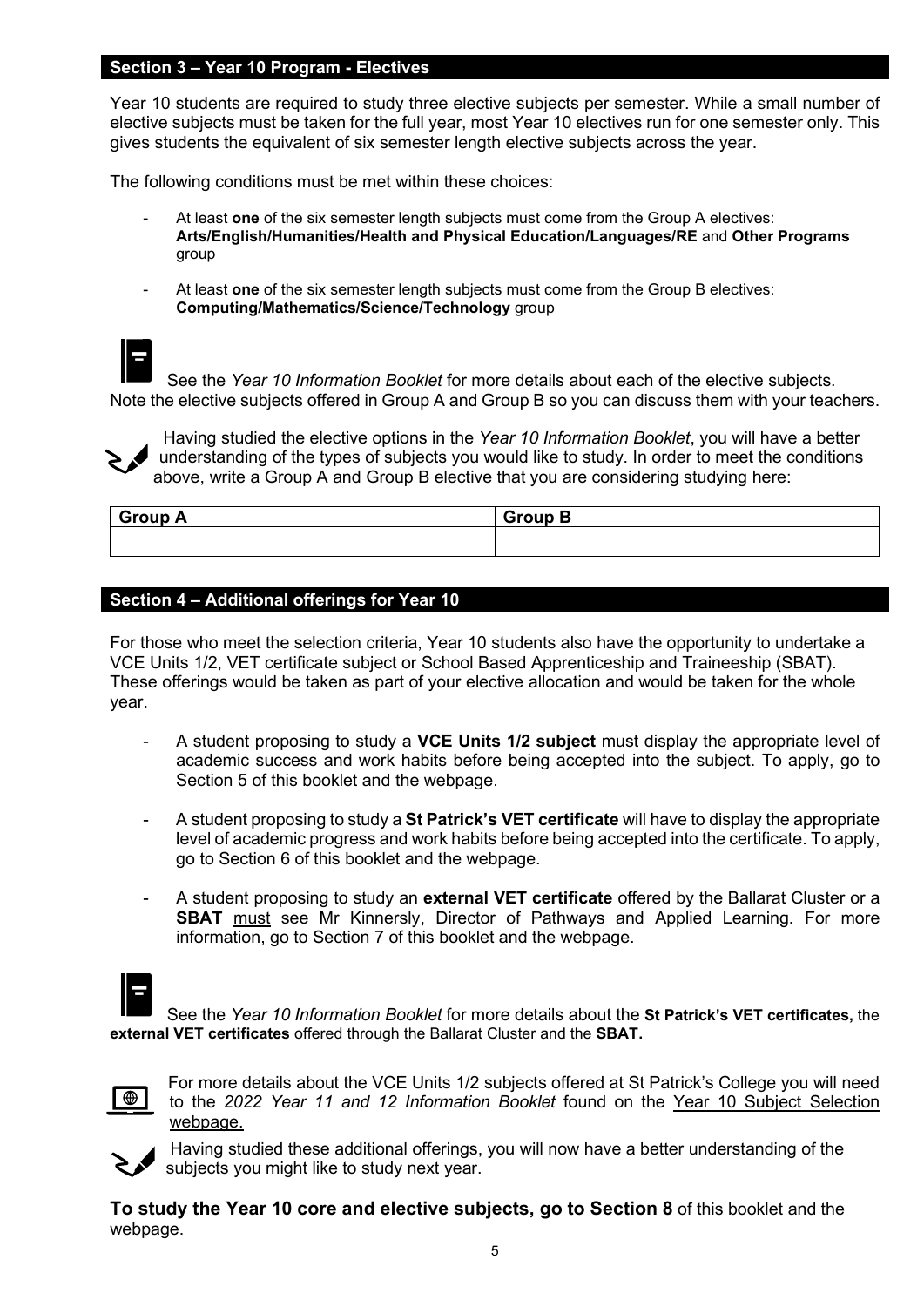## Section 3 – Year 10 Program - Electives

Year 10 students are required to study three elective subjects per semester. While a small number of elective subjects must be taken for the full year, most Year 10 electives run for one semester only. This gives students the equivalent of six semester length elective subjects across the year.

The following conditions must be met within these choices:

- At least **one** of the six semester length subjects must come from the Group A electives: **Arts/English/Humanities/Health and Physical Education/Languages/RE** and **Other Programs** group
- At least **one** of the six semester length subjects must come from the Group B electives: **Computing/Mathematics/Science/Technology** group

See the *Year 10 Information Booklet* for more details about each of the elective subjects. Note the elective subjects offered in Group A and Group B so you can discuss them with your teachers.

Having studied the elective options in the *Year 10 Information Booklet*, you will have a better understanding of the types of subjects you would like to study. In order to meet the conditions above, write a Group A and Group B elective that you are considering studying here:

| Group A | Group B |
|---|---|
| | |

## Section 4 – Additional offerings for Year 10

For those who meet the selection criteria, Year 10 students also have the opportunity to undertake a VCE Units 1/2, VET certificate subject or School Based Apprenticeship and Traineeship (SBAT). These offerings would be taken as part of your elective allocation and would be taken for the whole year.

- A student proposing to study a **VCE Units 1/2 subject** must display the appropriate level of academic success and work habits before being accepted into the subject. To apply, go to Section 5 of this booklet and the webpage.
- A student proposing to study a **St Patrick's VET certificate** will have to display the appropriate level of academic progress and work habits before being accepted into the certificate. To apply, go to Section 6 of this booklet and the webpage.
- A student proposing to study an **external VET certificate** offered by the Ballarat Cluster or a **SBAT** must see Mr Kinnersly, Director of Pathways and Applied Learning. For more information, go to Section 7 of this booklet and the webpage.

See the *Year 10 Information Booklet* for more details about the **St Patrick's VET certificates,** the **external VET certificates** offered through the Ballarat Cluster and the **SBAT.**

For more details about the VCE Units 1/2 subjects offered at St Patrick's College you will need to the *2022 Year 11 and 12 Information Booklet* found on the Year 10 Subject Selection webpage.

Having studied these additional offerings, you will now have a better understanding of the subjects you might like to study next year.

**To study the Year 10 core and elective subjects, go to Section 8** of this booklet and the webpage.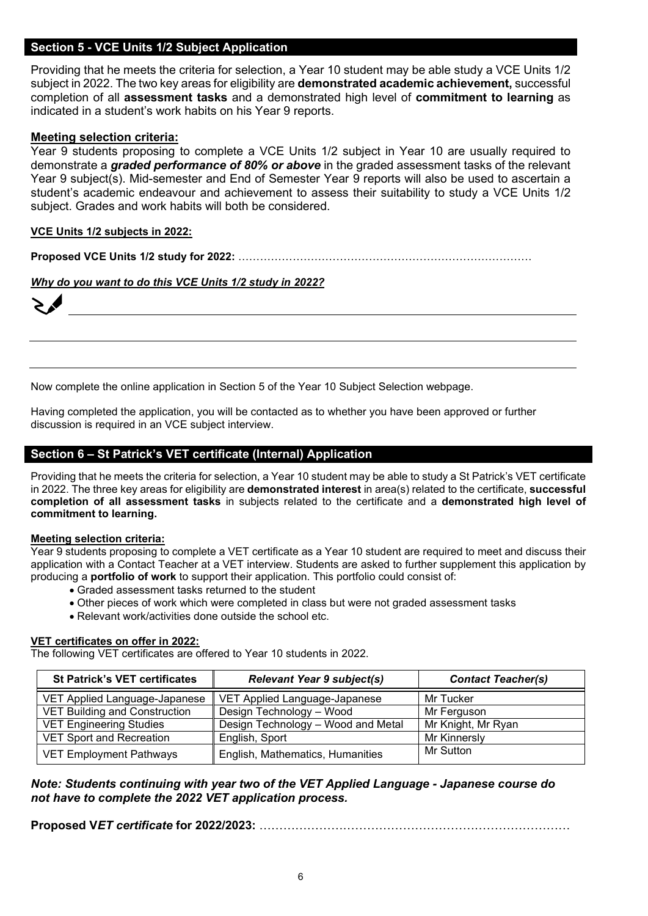## Section 5 - VCE Units 1/2 Subject Application

Providing that he meets the criteria for selection, a Year 10 student may be able study a VCE Units 1/2 subject in 2022. The two key areas for eligibility are **demonstrated academic achievement,** successful completion of all **assessment tasks** and a demonstrated high level of **commitment to learning** as indicated in a student's work habits on his Year 9 reports.

### Meeting selection criteria:

Year 9 students proposing to complete a VCE Units 1/2 subject in Year 10 are usually required to demonstrate a ***graded performance of 80% or above*** in the graded assessment tasks of the relevant Year 9 subject(s). Mid-semester and End of Semester Year 9 reports will also be used to ascertain a student's academic endeavour and achievement to assess their suitability to study a VCE Units 1/2 subject. Grades and work habits will both be considered.

**VCE Units 1/2 subjects in 2022:**

**Proposed VCE Units 1/2 study for 2022:** ……………………………………………………………………

***Why do you want to do this VCE Units 1/2 study in 2022?***

\_\_\_\_\_\_\_\_\_\_\_\_\_\_\_\_\_\_\_\_\_\_\_\_\_\_\_\_\_\_\_\_\_\_\_\_\_\_\_\_\_\_\_\_\_\_\_\_\_\_\_\_\_\_\_\_\_\_\_\_\_\_\_\_\_\_\_\_\_\_

\_\_\_\_\_\_\_\_\_\_\_\_\_\_\_\_\_\_\_\_\_\_\_\_\_\_\_\_\_\_\_\_\_\_\_\_\_\_\_\_\_\_\_\_\_\_\_\_\_\_\_\_\_\_\_\_\_\_\_\_\_\_\_\_\_\_\_\_\_\_

\_\_\_\_\_\_\_\_\_\_\_\_\_\_\_\_\_\_\_\_\_\_\_\_\_\_\_\_\_\_\_\_\_\_\_\_\_\_\_\_\_\_\_\_\_\_\_\_\_\_\_\_\_\_\_\_\_\_\_\_\_\_\_\_\_\_\_\_\_\_

Now complete the online application in Section 5 of the Year 10 Subject Selection webpage.

Having completed the application, you will be contacted as to whether you have been approved or further discussion is required in an VCE subject interview.

## Section 6 – St Patrick's VET certificate (Internal) Application

Providing that he meets the criteria for selection, a Year 10 student may be able to study a St Patrick's VET certificate in 2022. The three key areas for eligibility are **demonstrated interest** in area(s) related to the certificate, **successful completion of all assessment tasks** in subjects related to the certificate and a **demonstrated high level of commitment to learning.**

### Meeting selection criteria:

Year 9 students proposing to complete a VET certificate as a Year 10 student are required to meet and discuss their application with a Contact Teacher at a VET interview. Students are asked to further supplement this application by producing a **portfolio of work** to support their application. This portfolio could consist of:

- Graded assessment tasks returned to the student
- Other pieces of work which were completed in class but were not graded assessment tasks
- Relevant work/activities done outside the school etc.

### VET certificates on offer in 2022:

The following VET certificates are offered to Year 10 students in 2022.

| St Patrick's VET certificates | *Relevant Year 9 subject(s)* | *Contact Teacher(s)* |
|---|---|---|
| VET Applied Language-Japanese | VET Applied Language-Japanese | Mr Tucker |
| VET Building and Construction | Design Technology – Wood | Mr Ferguson |
| VET Engineering Studies | Design Technology – Wood and Metal | Mr Knight, Mr Ryan |
| VET Sport and Recreation | English, Sport | Mr Kinnersly |
| VET Employment Pathways | English, Mathematics, Humanities | Mr Sutton |

***Note: Students continuing with year two of the VET Applied Language - Japanese course do not have to complete the 2022 VET application process.***

**Proposed V*ET certificate* for 2022/2023:** ……………………………………………………………………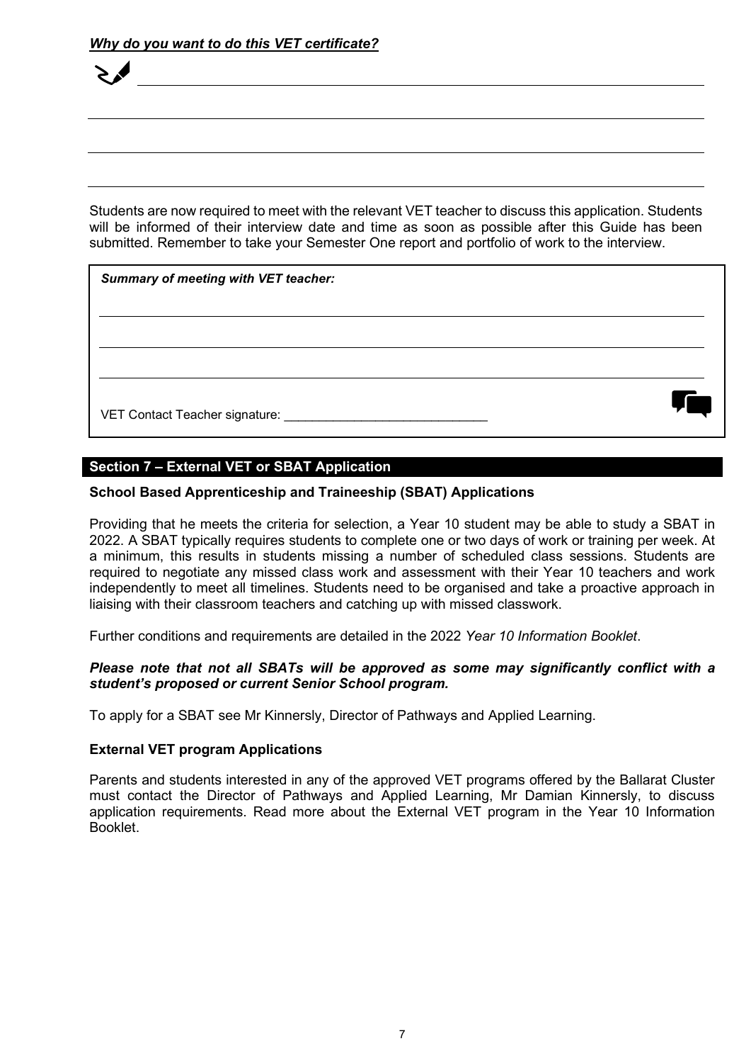***Why do you want to do this VET certificate?***

\_\_\_\_\_\_\_\_\_\_\_\_\_\_\_\_\_\_\_\_\_\_\_\_\_\_\_\_\_\_\_\_\_\_\_\_\_\_\_\_\_\_\_\_\_\_\_\_\_\_\_\_\_\_\_\_\_\_\_\_\_\_\_\_\_\_\_\_\_\_\_\_\_\_

\_\_\_\_\_\_\_\_\_\_\_\_\_\_\_\_\_\_\_\_\_\_\_\_\_\_\_\_\_\_\_\_\_\_\_\_\_\_\_\_\_\_\_\_\_\_\_\_\_\_\_\_\_\_\_\_\_\_\_\_\_\_\_\_\_\_\_\_\_\_\_\_\_\_

\_\_\_\_\_\_\_\_\_\_\_\_\_\_\_\_\_\_\_\_\_\_\_\_\_\_\_\_\_\_\_\_\_\_\_\_\_\_\_\_\_\_\_\_\_\_\_\_\_\_\_\_\_\_\_\_\_\_\_\_\_\_\_\_\_\_\_\_\_\_\_\_\_\_

\_\_\_\_\_\_\_\_\_\_\_\_\_\_\_\_\_\_\_\_\_\_\_\_\_\_\_\_\_\_\_\_\_\_\_\_\_\_\_\_\_\_\_\_\_\_\_\_\_\_\_\_\_\_\_\_\_\_\_\_\_\_\_\_\_\_\_\_\_\_\_\_\_\_

Students are now required to meet with the relevant VET teacher to discuss this application. Students will be informed of their interview date and time as soon as possible after this Guide has been submitted. Remember to take your Semester One report and portfolio of work to the interview.

***Summary of meeting with VET teacher:***

\_\_\_\_\_\_\_\_\_\_\_\_\_\_\_\_\_\_\_\_\_\_\_\_\_\_\_\_\_\_\_\_\_\_\_\_\_\_\_\_\_\_\_\_\_\_\_\_\_\_\_\_\_\_\_\_\_\_\_\_\_\_\_\_\_\_\_\_\_\_\_\_\_\_

\_\_\_\_\_\_\_\_\_\_\_\_\_\_\_\_\_\_\_\_\_\_\_\_\_\_\_\_\_\_\_\_\_\_\_\_\_\_\_\_\_\_\_\_\_\_\_\_\_\_\_\_\_\_\_\_\_\_\_\_\_\_\_\_\_\_\_\_\_\_\_\_\_\_

\_\_\_\_\_\_\_\_\_\_\_\_\_\_\_\_\_\_\_\_\_\_\_\_\_\_\_\_\_\_\_\_\_\_\_\_\_\_\_\_\_\_\_\_\_\_\_\_\_\_\_\_\_\_\_\_\_\_\_\_\_\_\_\_\_\_\_\_\_\_\_\_\_\_

VET Contact Teacher signature: \_\_\_\_\_\_\_\_\_\_\_\_\_\_\_\_\_\_\_\_\_\_\_\_\_\_\_\_\_\_

## Section 7 – External VET or SBAT Application

### School Based Apprenticeship and Traineeship (SBAT) Applications

Providing that he meets the criteria for selection, a Year 10 student may be able to study a SBAT in 2022. A SBAT typically requires students to complete one or two days of work or training per week. At a minimum, this results in students missing a number of scheduled class sessions. Students are required to negotiate any missed class work and assessment with their Year 10 teachers and work independently to meet all timelines. Students need to be organised and take a proactive approach in liaising with their classroom teachers and catching up with missed classwork.

Further conditions and requirements are detailed in the 2022 *Year 10 Information Booklet*.

***Please note that not all SBATs will be approved as some may significantly conflict with a student's proposed or current Senior School program.***

To apply for a SBAT see Mr Kinnersly, Director of Pathways and Applied Learning.

### External VET program Applications

Parents and students interested in any of the approved VET programs offered by the Ballarat Cluster must contact the Director of Pathways and Applied Learning, Mr Damian Kinnersly, to discuss application requirements. Read more about the External VET program in the Year 10 Information Booklet.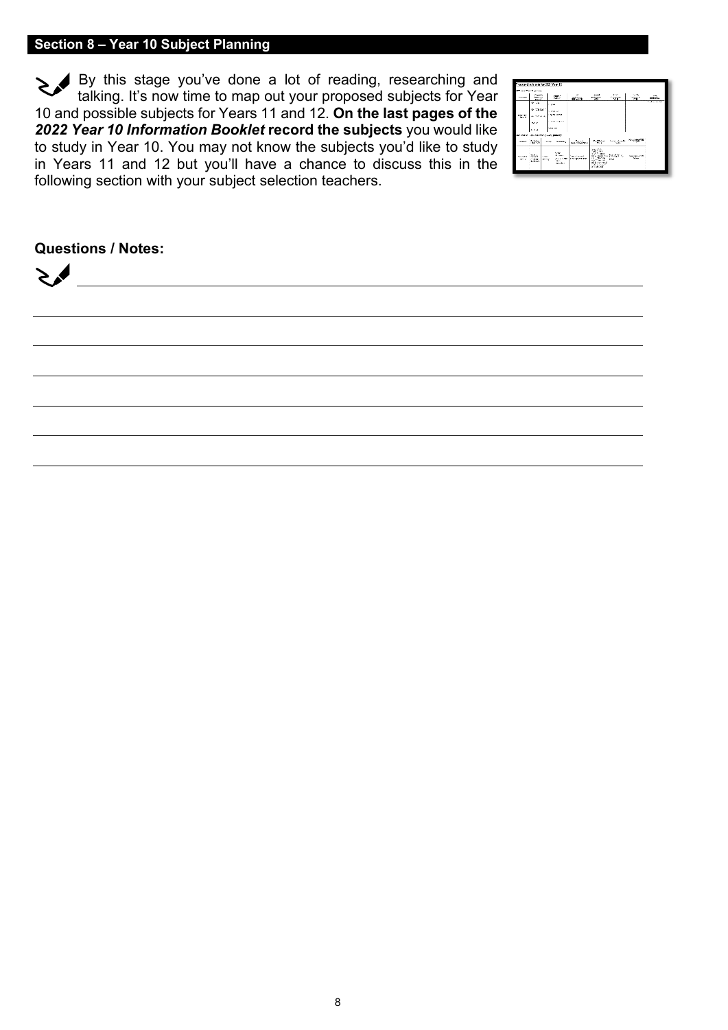## Section 8 – Year 10 Subject Planning

By this stage you've done a lot of reading, researching and talking. It's now time to map out your proposed subjects for Year 10 and possible subjects for Years 11 and 12. **On the last pages of the *2022 Year 10 Information Booklet* record the subjects** you would like to study in Year 10. You may not know the subjects you'd like to study in Years 11 and 12 but you'll have a chance to discuss this in the following section with your subject selection teachers.

**Questions / Notes:**

______________________________________________________________

______________________________________________________________

______________________________________________________________

______________________________________________________________

______________________________________________________________

______________________________________________________________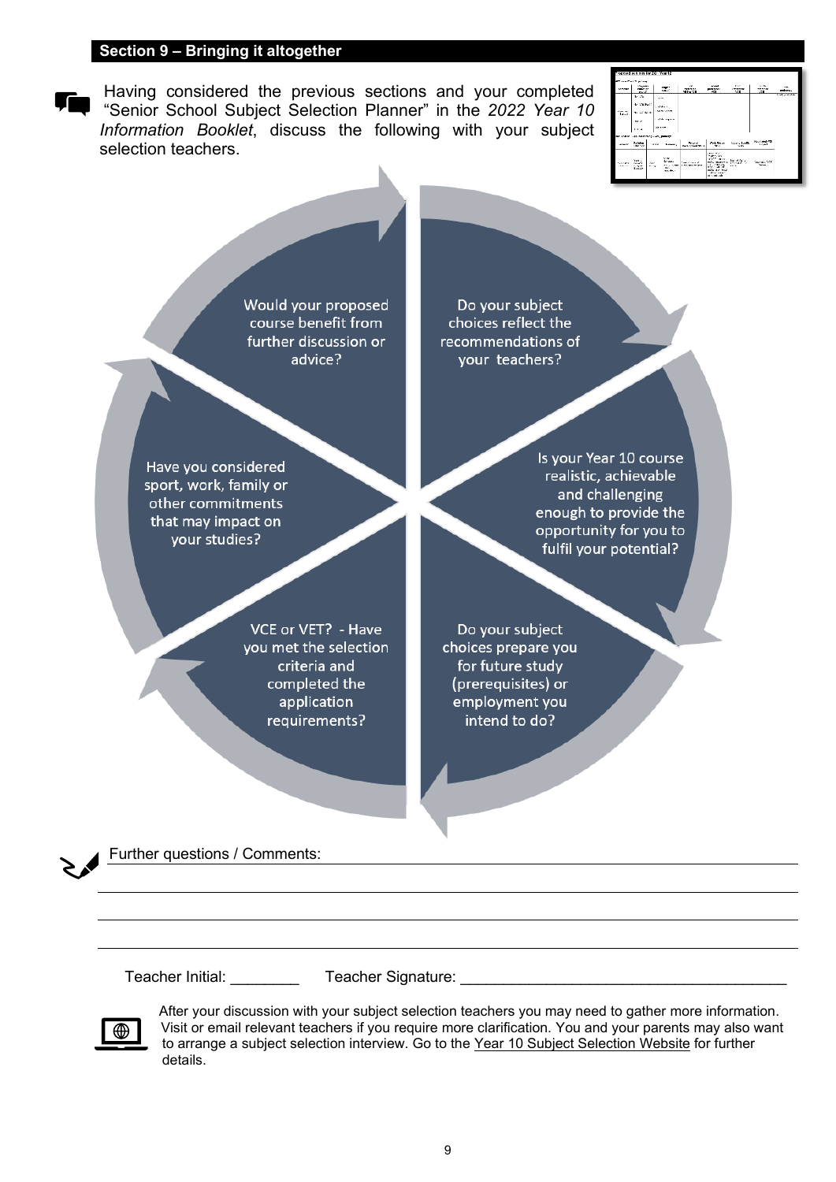## Section 9 – Bringing it altogether

Having considered the previous sections and your completed "Senior School Subject Selection Planner" in the *2022 Year 10 Information Booklet*, discuss the following with your subject selection teachers.

- Do your subject choices reflect the recommendations of your teachers?
- Is your Year 10 course realistic, achievable and challenging enough to provide the opportunity for you to fulfil your potential?
- Do your subject choices prepare you for future study (prerequisites) or employment you intend to do?
- VCE or VET? - Have you met the selection criteria and completed the application requirements?
- Have you considered sport, work, family or other commitments that may impact on your studies?
- Would your proposed course benefit from further discussion or advice?

Further questions / Comments: ______________________________________________

______________________________________________

______________________________________________

______________________________________________

Teacher Initial: ________ Teacher Signature: ______________________________________

After your discussion with your subject selection teachers you may need to gather more information. Visit or email relevant teachers if you require more clarification. You and your parents may also want to arrange a subject selection interview. Go to the Year 10 Subject Selection Website for further details.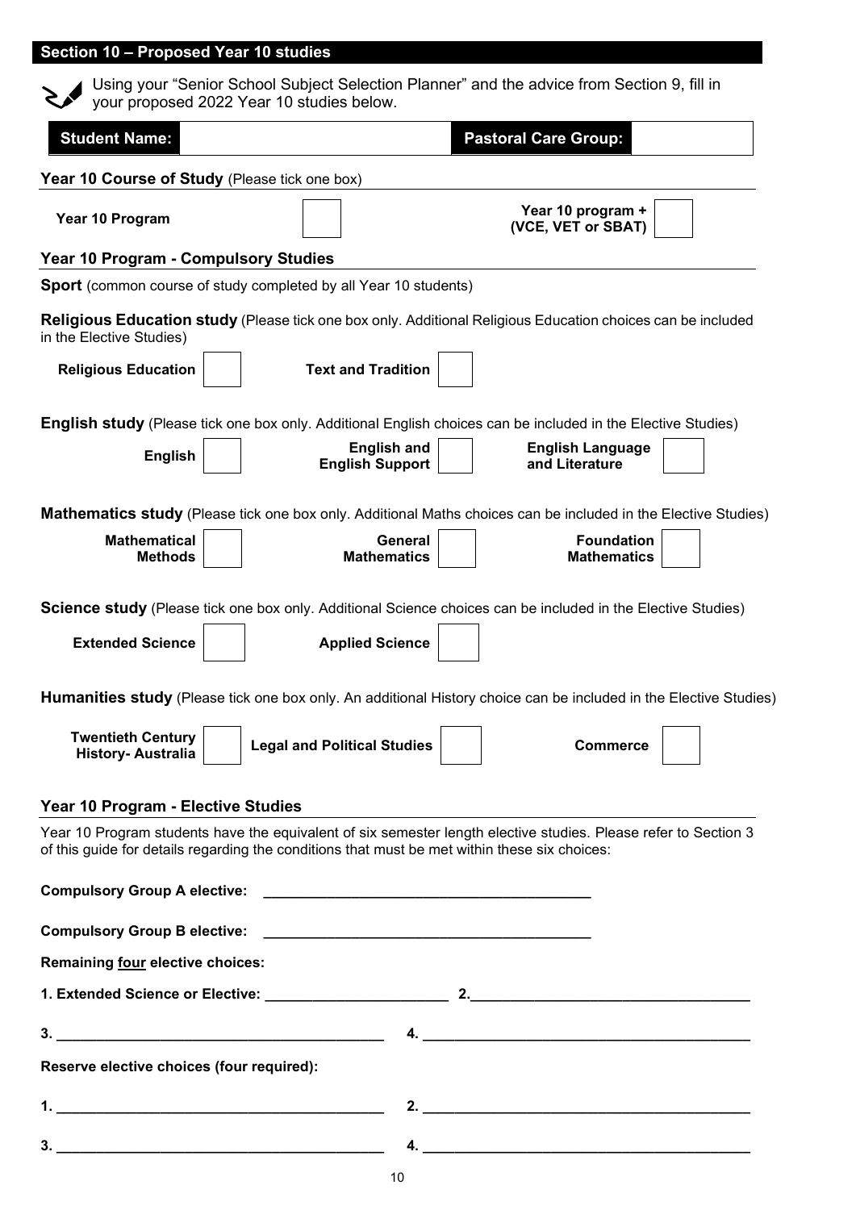## Section 10 – Proposed Year 10 studies

Using your "Senior School Subject Selection Planner" and the advice from Section 9, fill in your proposed 2022 Year 10 studies below.

| **Student Name:** | | **Pastoral Care Group:** | |
|---|---|---|---|

### Year 10 Course of Study (Please tick one box)

| **Year 10 Program** | ☐ | **Year 10 program + (VCE, VET or SBAT)** | ☐ |
|---|---|---|---|

### Year 10 Program - Compulsory Studies

**Sport** (common course of study completed by all Year 10 students)

**Religious Education study** (Please tick one box only. Additional Religious Education choices can be included in the Elective Studies)

| **Religious Education** | ☐ | **Text and Tradition** | ☐ |
|---|---|---|---|

**English study** (Please tick one box only. Additional English choices can be included in the Elective Studies)

| **English** | ☐ | **English and English Support** | ☐ | **English Language and Literature** | ☐ |
|---|---|---|---|---|---|

**Mathematics study** (Please tick one box only. Additional Maths choices can be included in the Elective Studies)

| **Mathematical Methods** | ☐ | **General Mathematics** | ☐ | **Foundation Mathematics** | ☐ |
|---|---|---|---|---|---|

**Science study** (Please tick one box only. Additional Science choices can be included in the Elective Studies)

| **Extended Science** | ☐ | **Applied Science** | ☐ |
|---|---|---|---|

**Humanities study** (Please tick one box only. An additional History choice can be included in the Elective Studies)

| **Twentieth Century History- Australia** | ☐ | **Legal and Political Studies** | ☐ | **Commerce** | ☐ |
|---|---|---|---|---|---|

### Year 10 Program - Elective Studies

Year 10 Program students have the equivalent of six semester length elective studies. Please refer to Section 3 of this guide for details regarding the conditions that must be met within these six choices:

**Compulsory Group A elective:** ________________________________________

**Compulsory Group B elective:** ________________________________________

**Remaining four elective choices:**

**1. Extended Science or Elective:** ______________________ **2.** __________________________________

**3.** ________________________________________ **4.** ________________________________________

**Reserve elective choices (four required):**

**1.** ________________________________________ **2.** ________________________________________

**3.** ________________________________________ **4.** ________________________________________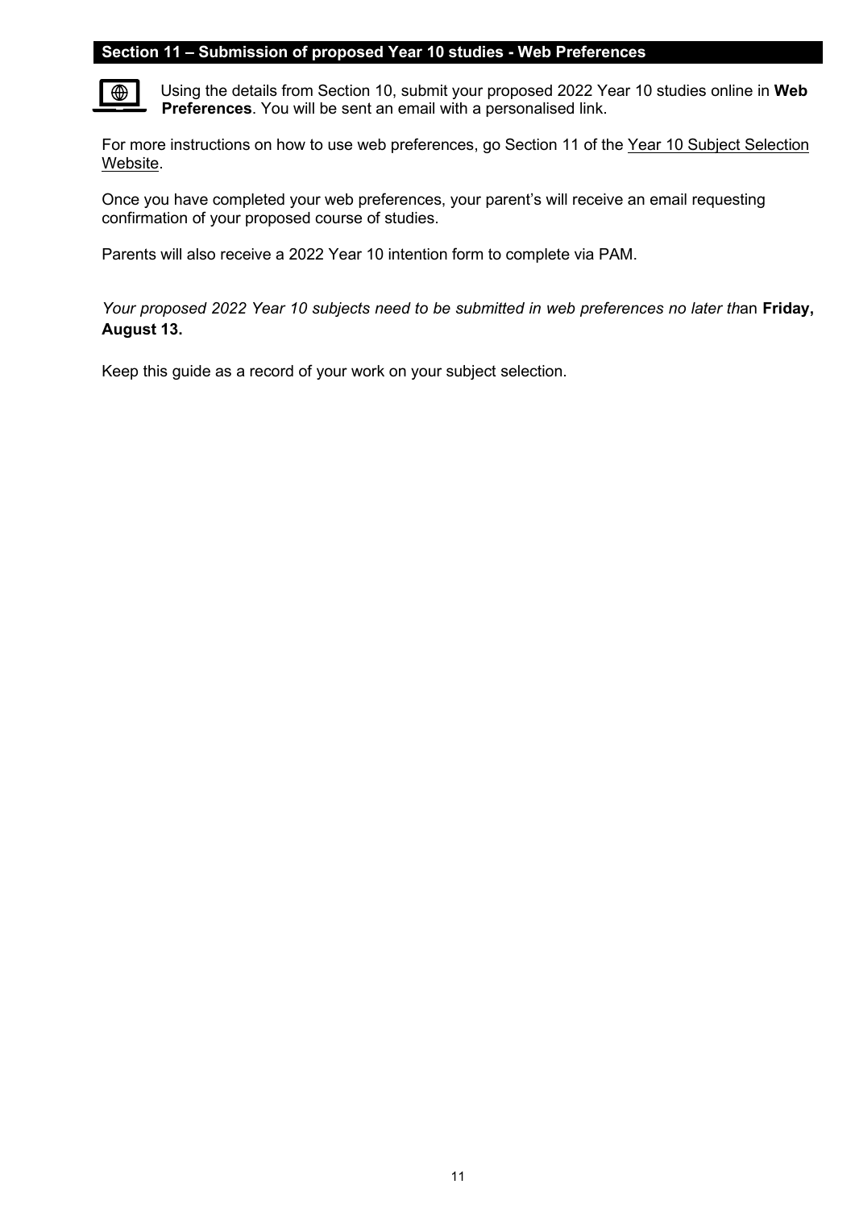## Section 11 – Submission of proposed Year 10 studies - Web Preferences

Using the details from Section 10, submit your proposed 2022 Year 10 studies online in **Web Preferences**. You will be sent an email with a personalised link.

For more instructions on how to use web preferences, go Section 11 of the Year 10 Subject Selection Website.

Once you have completed your web preferences, your parent's will receive an email requesting confirmation of your proposed course of studies.

Parents will also receive a 2022 Year 10 intention form to complete via PAM.

*Your proposed 2022 Year 10 subjects need to be submitted in web preferences no later th*an **Friday, August 13.**

Keep this guide as a record of your work on your subject selection.